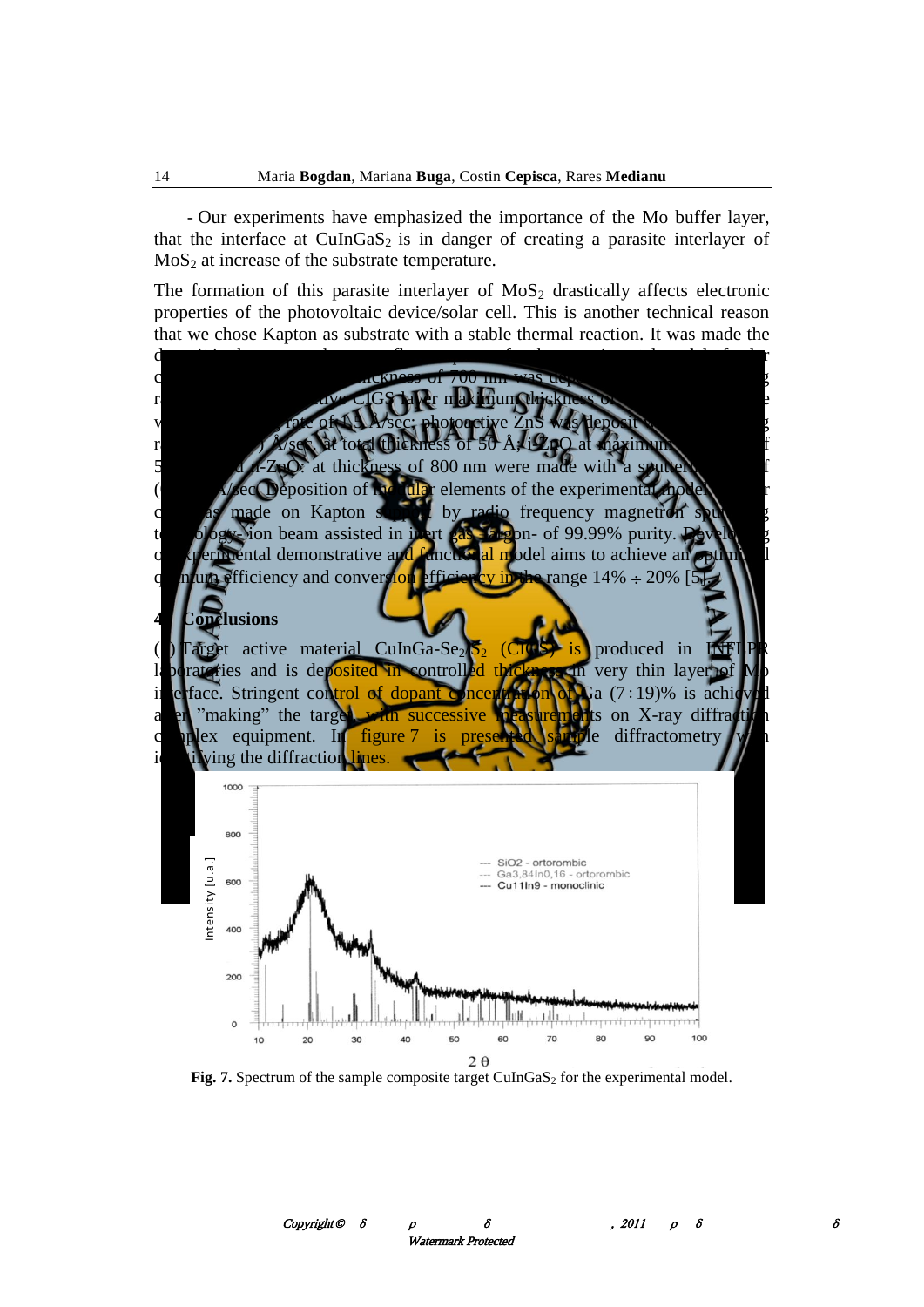- Our experiments have emphasized the importance of the Mo buffer layer, that the interface at $CuInGaS_2$ is in danger of creating a parasite interlayer of $MoS_2$ at increase of the substrate temperature.

The formation of this parasite interlayer of $MoS_2$ drastically affects electronic properties of the photovoltaic device/solar cell. This is another technical reason that we chose Kapton as substrate with a stable thermal reaction. It was made the d... ...ckness of 700 nm was dep... r... ...tive CIGS layer maximum thickness of ... w... ...rate of 1.5 Å/sec; photoactive ZnS was deposit... r... ...) Å/sec. at total thickness of 50 Å; i-ZnO at maximum 5... ...d n-ZnO: at thickness of 800 nm were made with a sputteri... (... ...Å/sec Deposition of modular elements of the experimental model c... ...as made on Kapton support by radio frequency magnetron sputtering t...ology- ion beam assisted in inert gas (argon- of 99.99% purity. Developing o... experimental demonstrative and functional model aims to achieve an optimal q...ntum efficiency and conversion efficiency in the range 14% ÷ 20% [5].

## 4. Conclusions

(1) Target active material $CuInGa\text{-}Se_2/S_2$ (CIGS) is produced in INFLPR laboratories and is deposited in controlled thickness in very thin layer of Mo interface. Stringent control of dopant concentration of Ga (7÷19)% is achieved after "making" the target with successive measurements on X-ray diffraction complex equipment. In figure 7 is presented sample diffractometry with identifying the diffraction lines.

**Fig. 7.** Spectrum of the sample composite target $CuInGaS_2$ for the experimental model.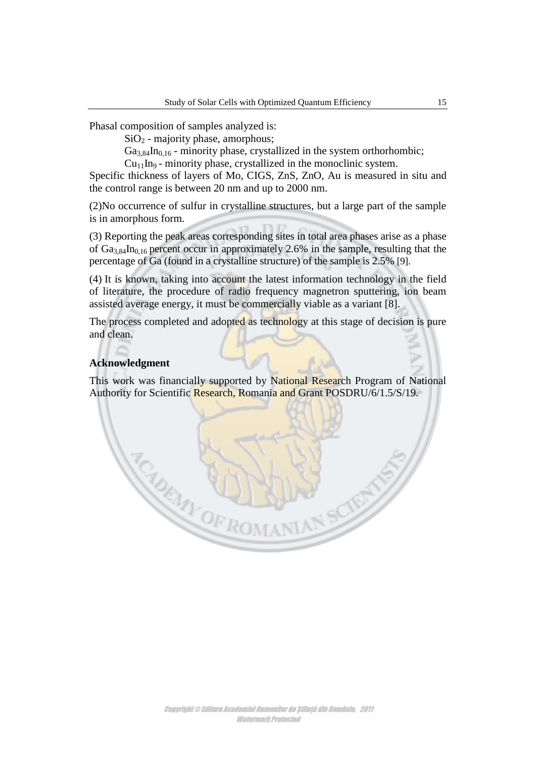Phasal composition of samples analyzed is:

$SiO_2$ - majority phase, amorphous;

$Ga_{3,84}In_{0,16}$ - minority phase, crystallized in the system orthorhombic;

$Cu_{11}In_9$ - minority phase, crystallized in the monoclinic system.

Specific thickness of layers of Mo, CIGS, ZnS, ZnO, Au is measured in situ and the control range is between 20 nm and up to 2000 nm.

(2)No occurrence of sulfur in crystalline structures, but a large part of the sample is in amorphous form.

(3) Reporting the peak areas corresponding sites in total area phases arise as a phase of $Ga_{3,84}In_{0,16}$ percent occur in approximately 2.6% in the sample, resulting that the percentage of Ga (found in a crystalline structure) of the sample is 2.5% [9].

(4) It is known, taking into account the latest information technology in the field of literature, the procedure of radio frequency magnetron sputtering, ion beam assisted average energy, it must be commercially viable as a variant [8].

The process completed and adopted as technology at this stage of decision is pure and clean.

### Acknowledgment

This work was financially supported by National Research Program of National Authority for Scientific Research, Romania and Grant POSDRU/6/1.5/S/19.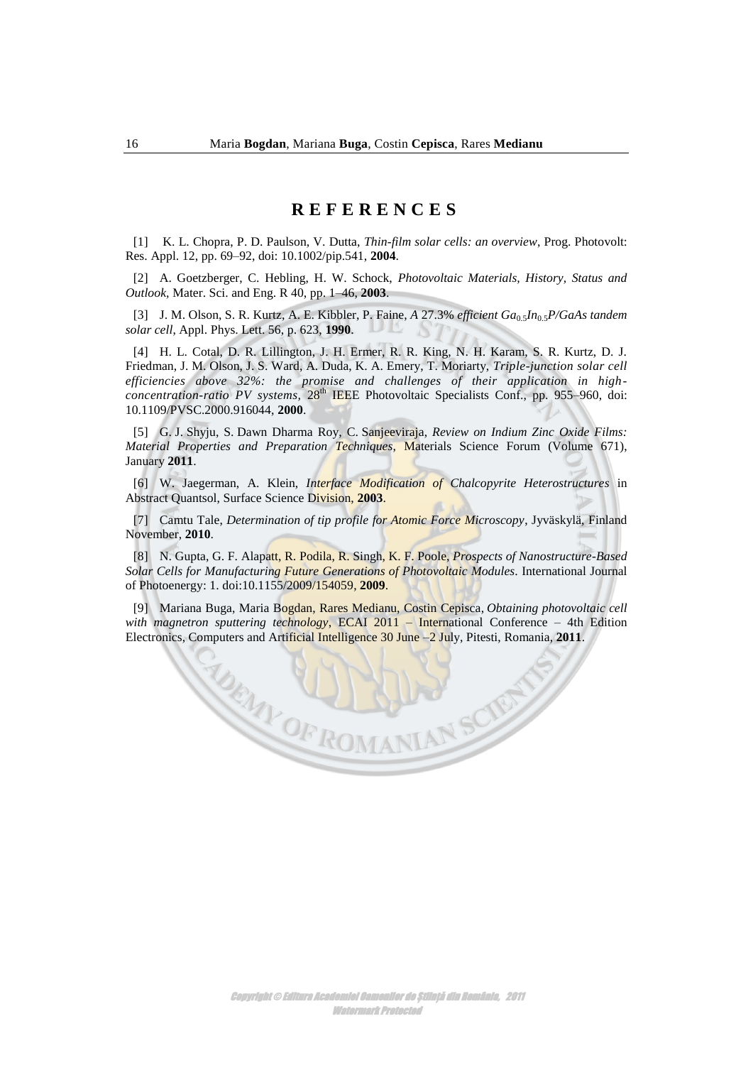# REFERENCES

[1] K. L. Chopra, P. D. Paulson, V. Dutta, *Thin-film solar cells: an overview*, Prog. Photovolt: Res. Appl. 12, pp. 69–92, doi: 10.1002/pip.541, **2004**.

[2] A. Goetzberger, C. Hebling, H. W. Schock, *Photovoltaic Materials, History, Status and Outlook*, Mater. Sci. and Eng. R 40, pp. 1–46, **2003**.

[3] J. M. Olson, S. R. Kurtz, A. E. Kibbler, P. Faine, *A* 27.3% *efficient* $Ga_{0.5}In_{0.5}P/GaAs$ *tandem solar cell*, Appl. Phys. Lett. 56, p. 623, **1990**.

[4] H. L. Cotal, D. R. Lillington, J. H. Ermer, R. R. King, N. H. Karam, S. R. Kurtz, D. J. Friedman, J. M. Olson, J. S. Ward, A. Duda, K. A. Emery, T. Moriarty, *Triple-junction solar cell efficiencies above 32%: the promise and challenges of their application in high-concentration-ratio PV systems*, 28th IEEE Photovoltaic Specialists Conf., pp. 955–960, doi: 10.1109/PVSC.2000.916044, **2000**.

[5] G. J. Shyju, S. Dawn Dharma Roy, C. Sanjeeviraja, *Review on Indium Zinc Oxide Films: Material Properties and Preparation Techniques*, Materials Science Forum (Volume 671), January **2011**.

[6] W. Jaegerman, A. Klein, *Interface Modification of Chalcopyrite Heterostructures* in Abstract Quantsol, Surface Science Division, **2003**.

[7] Camtu Tale, *Determination of tip profile for Atomic Force Microscopy*, Jyväskylä, Finland November, **2010**.

[8] N. Gupta, G. F. Alapatt, R. Podila, R. Singh, K. F. Poole, *Prospects of Nanostructure-Based Solar Cells for Manufacturing Future Generations of Photovoltaic Modules*. International Journal of Photoenergy: 1. doi:10.1155/2009/154059, **2009**.

[9] Mariana Buga, Maria Bogdan, Rares Medianu, Costin Cepisca, *Obtaining photovoltaic cell with magnetron sputtering technology*, ECAI 2011 – International Conference – 4th Edition Electronics, Computers and Artificial Intelligence 30 June –2 July, Pitesti, Romania, **2011**.